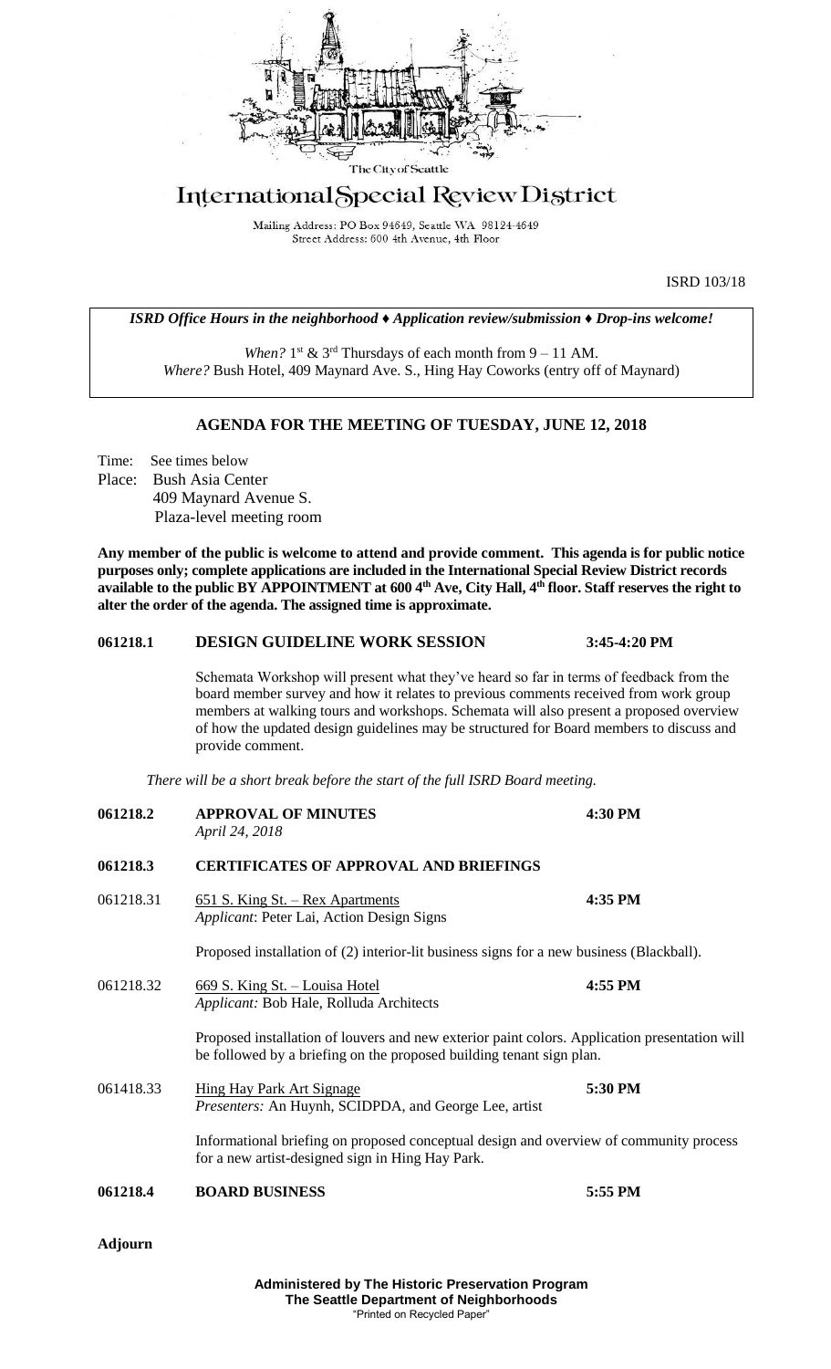The City of Seattle

# International Special Review District

Mailing Address: PO Box 94649, Seattle WA 98124-4649
Street Address: 600 4th Avenue, 4th Floor

ISRD 103/18

***ISRD Office Hours in the neighborhood ♦ Application review/submission ♦ Drop-ins welcome!***

*When?* 1st & 3rd Thursdays of each month from 9 – 11 AM.
*Where?* Bush Hotel, 409 Maynard Ave. S., Hing Hay Coworks (entry off of Maynard)

## AGENDA FOR THE MEETING OF TUESDAY, JUNE 12, 2018

Time: See times below
Place: Bush Asia Center
409 Maynard Avenue S.
Plaza-level meeting room

**Any member of the public is welcome to attend and provide comment. This agenda is for public notice purposes only; complete applications are included in the International Special Review District records available to the public BY APPOINTMENT at 600 4th Ave, City Hall, 4th floor. Staff reserves the right to alter the order of the agenda. The assigned time is approximate.**

**061218.1 DESIGN GUIDELINE WORK SESSION 3:45-4:20 PM**

Schemata Workshop will present what they've heard so far in terms of feedback from the board member survey and how it relates to previous comments received from work group members at walking tours and workshops. Schemata will also present a proposed overview of how the updated design guidelines may be structured for Board members to discuss and provide comment.

*There will be a short break before the start of the full ISRD Board meeting.*

**061218.2 APPROVAL OF MINUTES 4:30 PM**
*April 24, 2018*

**061218.3 CERTIFICATES OF APPROVAL AND BRIEFINGS**

061218.31 651 S. King St. – Rex Apartments **4:35 PM**
*Applicant*: Peter Lai, Action Design Signs

Proposed installation of (2) interior-lit business signs for a new business (Blackball).

061218.32 669 S. King St. – Louisa Hotel **4:55 PM**
*Applicant:* Bob Hale, Rolluda Architects

Proposed installation of louvers and new exterior paint colors. Application presentation will be followed by a briefing on the proposed building tenant sign plan.

061418.33 Hing Hay Park Art Signage **5:30 PM**
*Presenters:* An Huynh, SCIDPDA, and George Lee, artist

Informational briefing on proposed conceptual design and overview of community process for a new artist-designed sign in Hing Hay Park.

**061218.4 BOARD BUSINESS 5:55 PM**

**Adjourn**

**Administered by The Historic Preservation Program**
**The Seattle Department of Neighborhoods**
"Printed on Recycled Paper"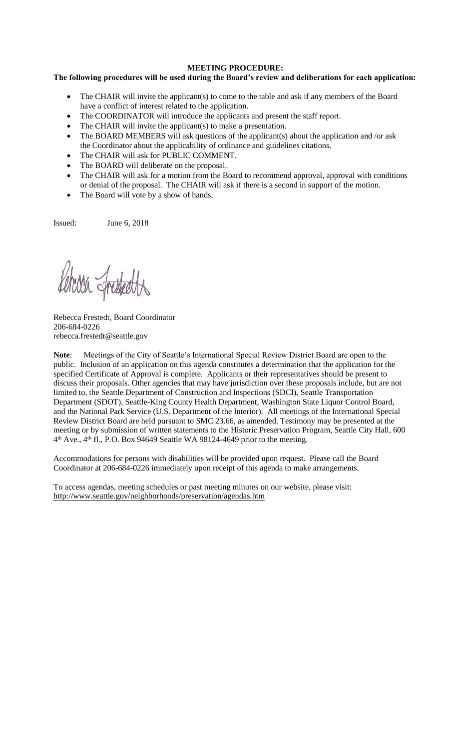**MEETING PROCEDURE:**

**The following procedures will be used during the Board's review and deliberations for each application:**

- The CHAIR will invite the applicant(s) to come to the table and ask if any members of the Board have a conflict of interest related to the application.
- The COORDINATOR will introduce the applicants and present the staff report.
- The CHAIR will invite the applicant(s) to make a presentation.
- The BOARD MEMBERS will ask questions of the applicant(s) about the application and /or ask the Coordinator about the applicability of ordinance and guidelines citations.
- The CHAIR will ask for PUBLIC COMMENT.
- The BOARD will deliberate on the proposal.
- The CHAIR will ask for a motion from the Board to recommend approval, approval with conditions or denial of the proposal. The CHAIR will ask if there is a second in support of the motion.
- The Board will vote by a show of hands.

Issued: June 6, 2018

Rebecca Frestedt, Board Coordinator
206-684-0226
rebecca.frestedt@seattle.gov

**Note**: Meetings of the City of Seattle's International Special Review District Board are open to the public. Inclusion of an application on this agenda constitutes a determination that the application for the specified Certificate of Approval is complete. Applicants or their representatives should be present to discuss their proposals. Other agencies that may have jurisdiction over these proposals include, but are not limited to, the Seattle Department of Construction and Inspections (SDCI), Seattle Transportation Department (SDOT), Seattle-King County Health Department, Washington State Liquor Control Board, and the National Park Service (U.S. Department of the Interior). All meetings of the International Special Review District Board are held pursuant to SMC 23.66, as amended. Testimony may be presented at the meeting or by submission of written statements to the Historic Preservation Program, Seattle City Hall, 600 4th Ave., 4th fl., P.O. Box 94649 Seattle WA 98124-4649 prior to the meeting.

Accommodations for persons with disabilities will be provided upon request. Please call the Board Coordinator at 206-684-0226 immediately upon receipt of this agenda to make arrangements.

To access agendas, meeting schedules or past meeting minutes on our website, please visit: http://www.seattle.gov/neighborhoods/preservation/agendas.htm